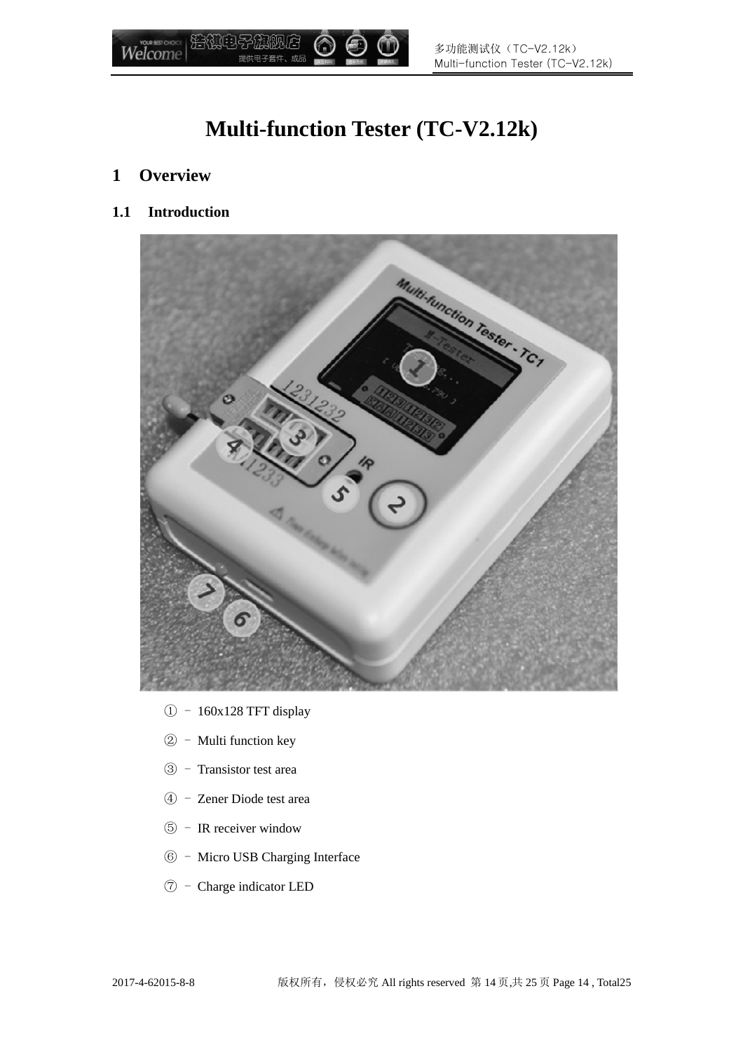# Multi-function Tester (TC-V2.12k)

## 1 Overview

### 1.1 Introduction

① – 160x128 TFT display

② – Multi function key

③ – Transistor test area

④ – Zener Diode test area

⑤ – IR receiver window

⑥ – Micro USB Charging Interface

⑦ – Charge indicator LED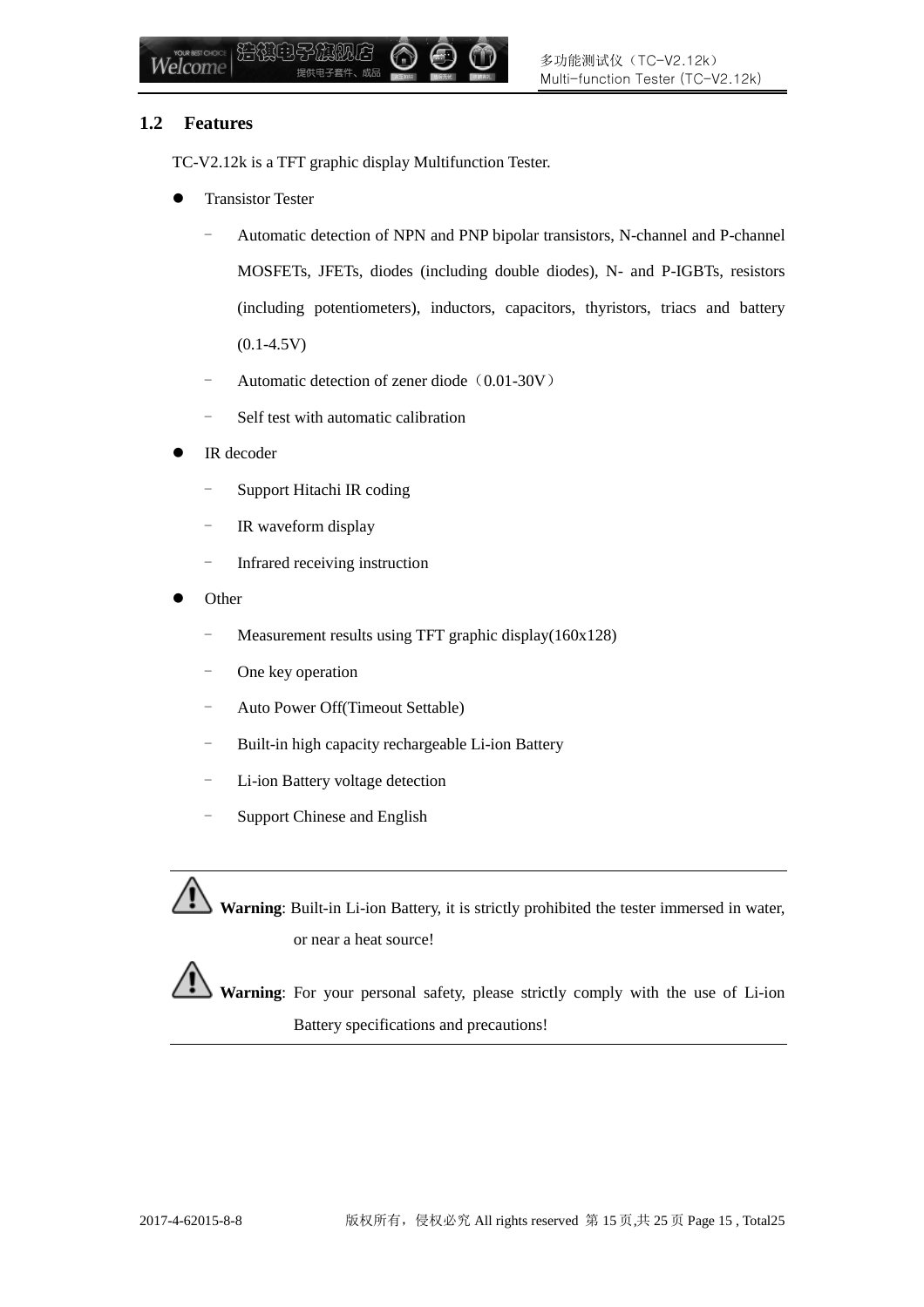## 1.2 Features

TC-V2.12k is a TFT graphic display Multifunction Tester.

- Transistor Tester
  - Automatic detection of NPN and PNP bipolar transistors, N-channel and P-channel MOSFETs, JFETs, diodes (including double diodes), N- and P-IGBTs, resistors (including potentiometers), inductors, capacitors, thyristors, triacs and battery (0.1-4.5V)
  - Automatic detection of zener diode（0.01-30V）
  - Self test with automatic calibration
- IR decoder
  - Support Hitachi IR coding
  - IR waveform display
  - Infrared receiving instruction
- Other
  - Measurement results using TFT graphic display(160x128)
  - One key operation
  - Auto Power Off(Timeout Settable)
  - Built-in high capacity rechargeable Li-ion Battery
  - Li-ion Battery voltage detection
  - Support Chinese and English

---

⚠ **Warning**: Built-in Li-ion Battery, it is strictly prohibited the tester immersed in water, or near a heat source!

⚠ **Warning**: For your personal safety, please strictly comply with the use of Li-ion Battery specifications and precautions!

---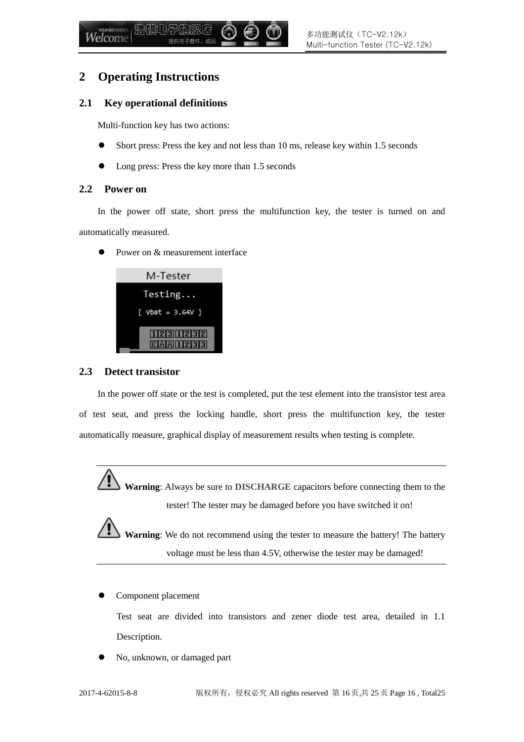## 2 Operating Instructions

### 2.1 Key operational definitions

Multi-function key has two actions:

- Short press: Press the key and not less than 10 ms, release key within 1.5 seconds
- Long press: Press the key more than 1.5 seconds

### 2.2 Power on

In the power off state, short press the multifunction key, the tester is turned on and automatically measured.

- Power on & measurement interface

### 2.3 Detect transistor

In the power off state or the test is completed, put the test element into the transistor test area of test seat, and press the locking handle, short press the multifunction key, the tester automatically measure, graphical display of measurement results when testing is complete.

**Warning**: Always be sure to **DISCHARGE** capacitors before connecting them to the tester! The tester may be damaged before you have switched it on!

**Warning**: We do not recommend using the tester to measure the battery! The battery voltage must be less than 4.5V, otherwise the tester may be damaged!

- Component placement

  Test seat are divided into transistors and zener diode test area, detailed in 1.1 Description.

- No, unknown, or damaged part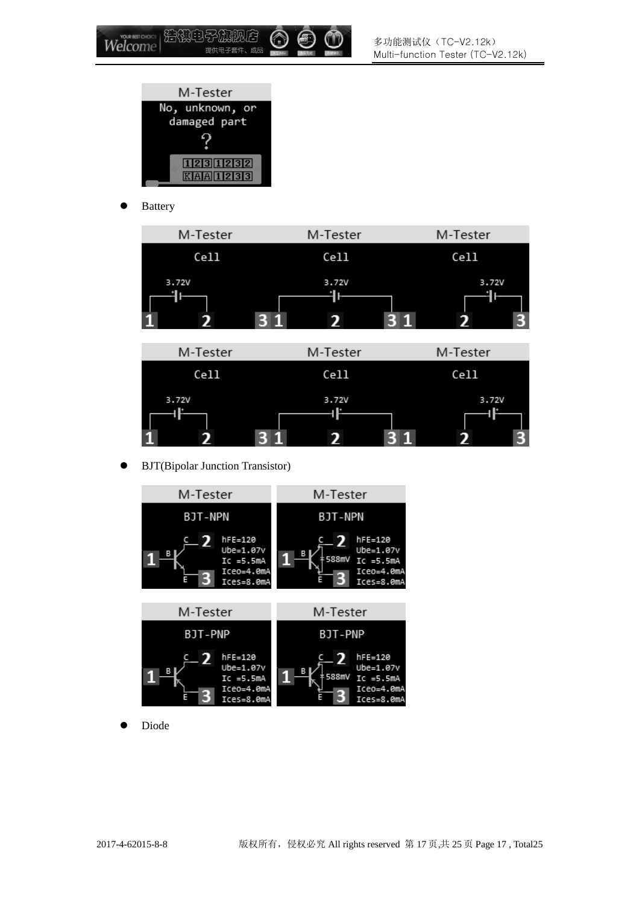M-Tester

No, unknown, or damaged part

?

- Battery

| M-Tester | M-Tester | M-Tester |
|---|---|---|
| Cell | Cell | Cell |
| 3.72V | 3.72V | 3.72V |
| 1 2 3 | 1 2 3 | 1 2 3 |

| M-Tester | M-Tester | M-Tester |
|---|---|---|
| Cell | Cell | Cell |
| 3.72V | 3.72V | 3.72V |
| 1 2 3 | 1 2 3 | 1 2 3 |

- BJT(Bipolar Junction Transistor)

| M-Tester | M-Tester |
|---|---|
| BJT-NPN | BJT-NPN |
| hFE=120 | hFE=120 |
| Ube=1.07v | Ube=1.07v |
| Ic =5.5mA | Ic =5.5mA |
| Iceo=4.0mA | Iceo=4.0mA |
| Ices=8.0mA | Ices=8.0mA |
| | 588mV |

| M-Tester | M-Tester |
|---|---|
| BJT-PNP | BJT-PNP |
| hFE=120 | hFE=120 |
| Ube=1.07v | Ube=1.07v |
| Ic =5.5mA | Ic =5.5mA |
| Iceo=4.0mA | Iceo=4.0mA |
| Ices=8.0mA | Ices=8.0mA |
| | 588mV |

- Diode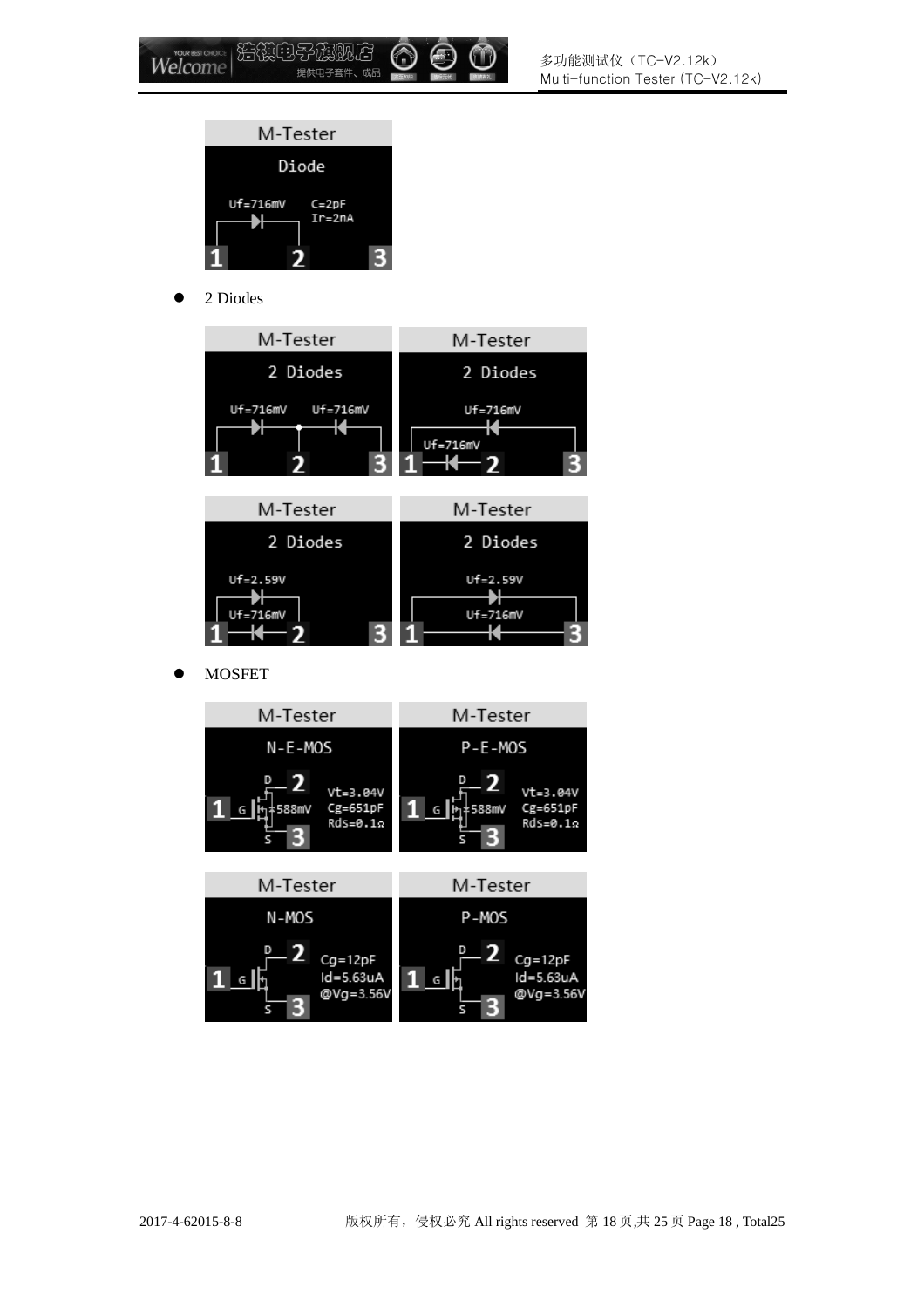M-Tester

Diode

Uf=716mV C=2pF Ir=2nA

1 2 3

- 2 Diodes

M-Tester

2 Diodes

Uf=716mV Uf=716mV

1 2 3

M-Tester

2 Diodes

Uf=716mV

Uf=716mV

1 2 3

M-Tester

2 Diodes

Uf=2.59V

Uf=716mV

1 2 3

M-Tester

2 Diodes

Uf=2.59V

Uf=716mV

1 3

- MOSFET

M-Tester

N-E-MOS

D 2

1 G 588mV Vt=3.04V Cg=651pF Rds=0.1Ω

S 3

M-Tester

P-E-MOS

D 2

1 G 588mV Vt=3.04V Cg=651pF Rds=0.1Ω

S 3

M-Tester

N-MOS

D 2

1 G Cg=12pF Id=5.63uA @Vg=3.56V

S 3

M-Tester

P-MOS

D 2

1 G Cg=12pF Id=5.63uA @Vg=3.56V

S 3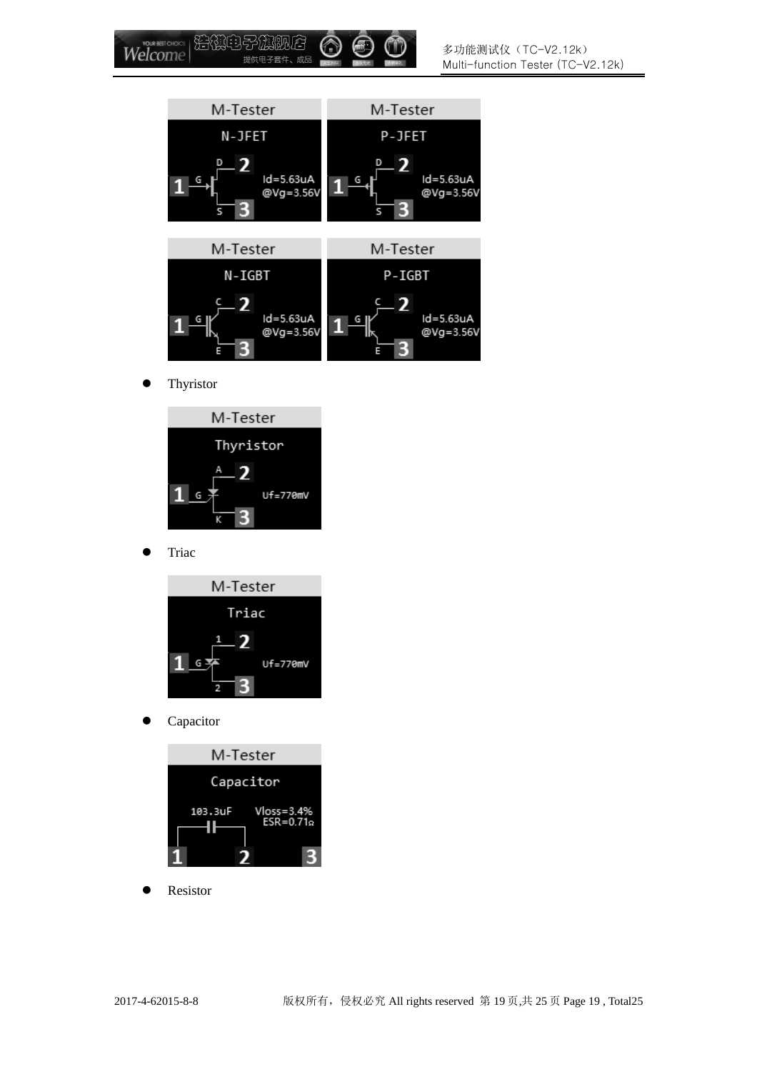- Thyristor

- Triac

- Capacitor

- Resistor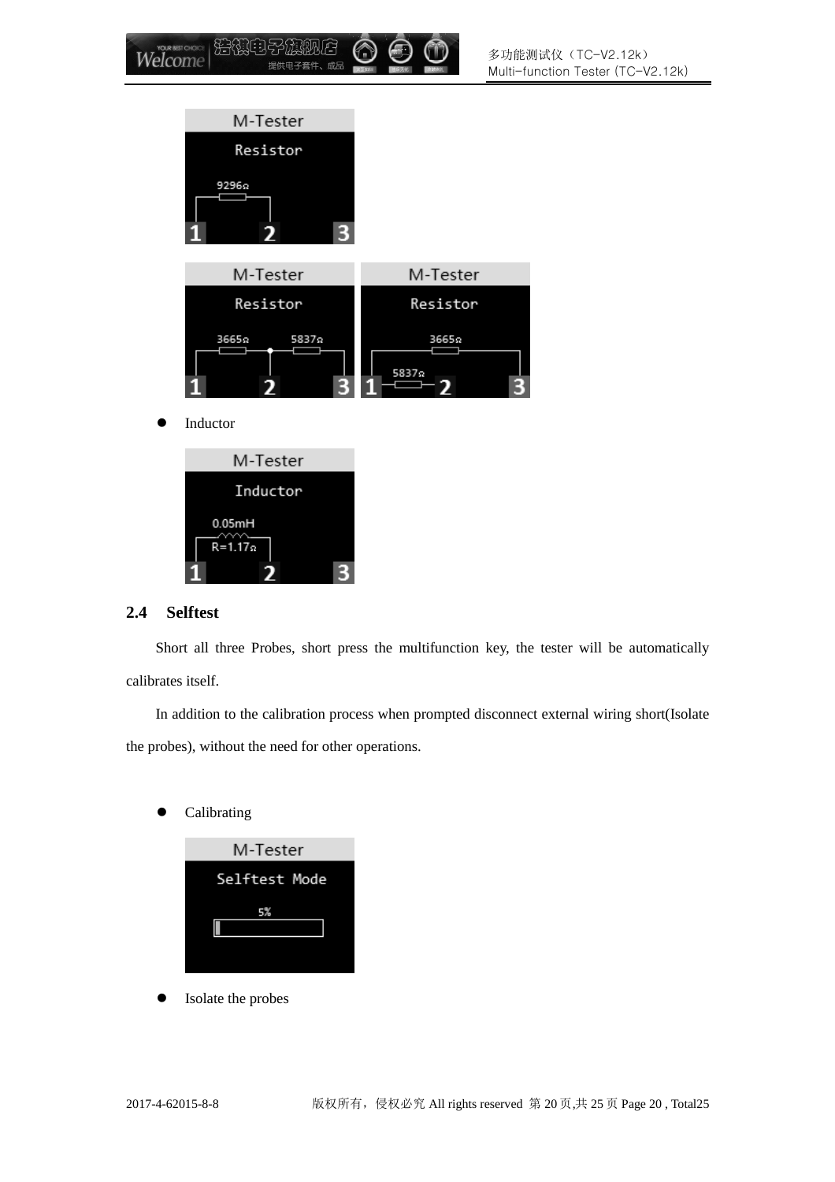- Inductor

## 2.4 Selftest

Short all three Probes, short press the multifunction key, the tester will be automatically calibrates itself.

In addition to the calibration process when prompted disconnect external wiring short(Isolate the probes), without the need for other operations.

- Calibrating

- Isolate the probes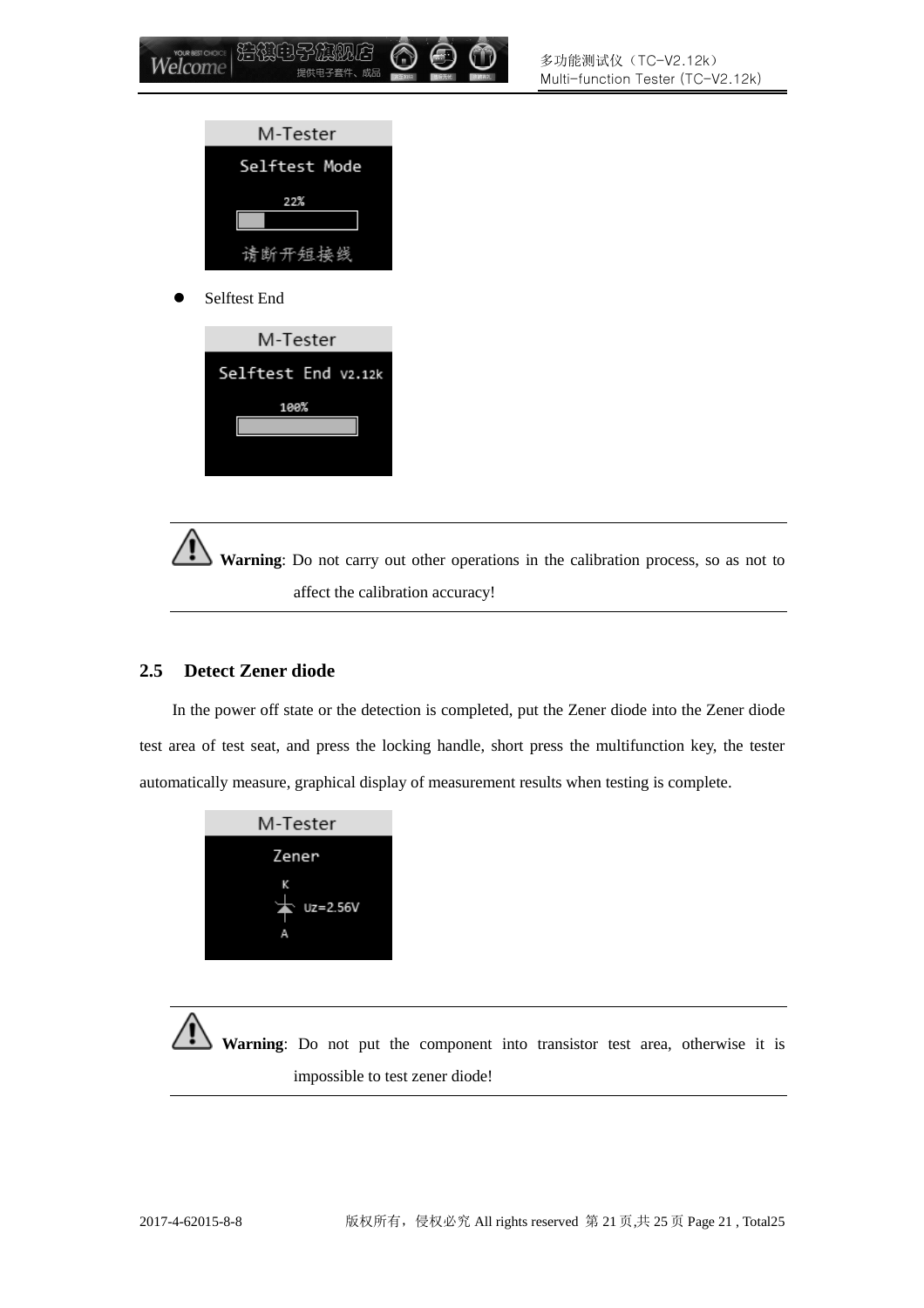M-Tester

Selftest Mode

22%

请断开短接线

- Selftest End

M-Tester

Selftest End V2.12k

100%

**Warning**: Do not carry out other operations in the calibration process, so as not to affect the calibration accuracy!

## 2.5 Detect Zener diode

In the power off state or the detection is completed, put the Zener diode into the Zener diode test area of test seat, and press the locking handle, short press the multifunction key, the tester automatically measure, graphical display of measurement results when testing is complete.

M-Tester

Zener

K

Uz=2.56V

A

**Warning**: Do not put the component into transistor test area, otherwise it is impossible to test zener diode!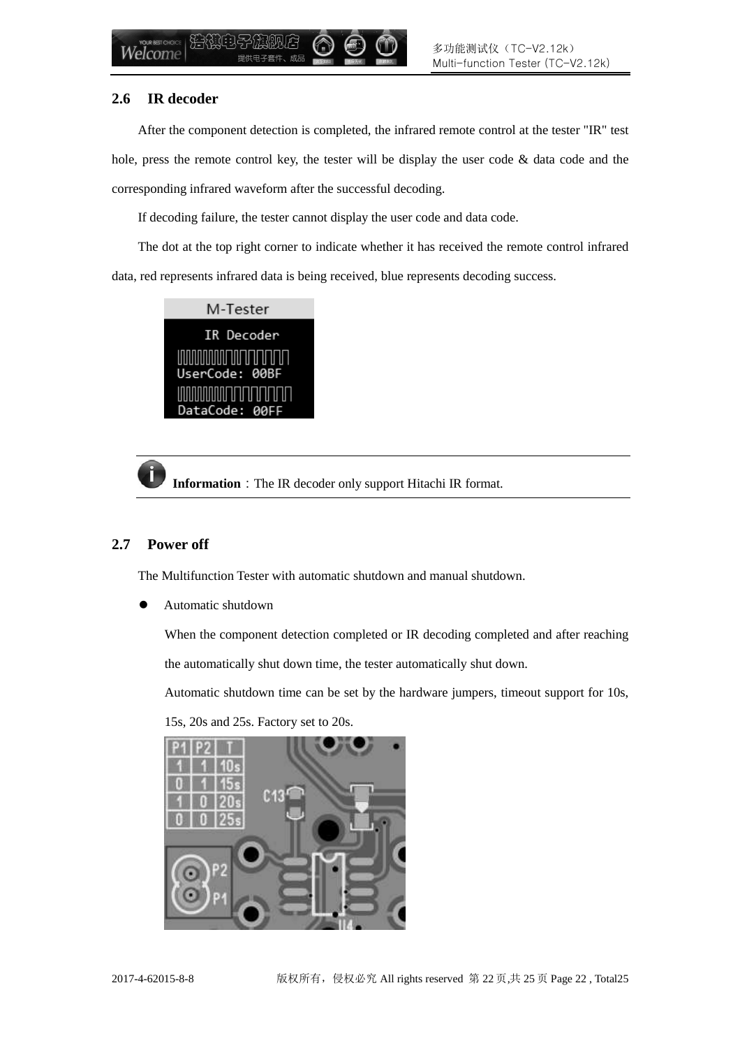## 2.6 IR decoder

After the component detection is completed, the infrared remote control at the tester "IR" test hole, press the remote control key, the tester will be display the user code & data code and the corresponding infrared waveform after the successful decoding.

If decoding failure, the tester cannot display the user code and data code.

The dot at the top right corner to indicate whether it has received the remote control infrared data, red represents infrared data is being received, blue represents decoding success.

**Information**：The IR decoder only support Hitachi IR format.

## 2.7 Power off

The Multifunction Tester with automatic shutdown and manual shutdown.

- Automatic shutdown

  When the component detection completed or IR decoding completed and after reaching the automatically shut down time, the tester automatically shut down.

  Automatic shutdown time can be set by the hardware jumpers, timeout support for 10s, 15s, 20s and 25s. Factory set to 20s.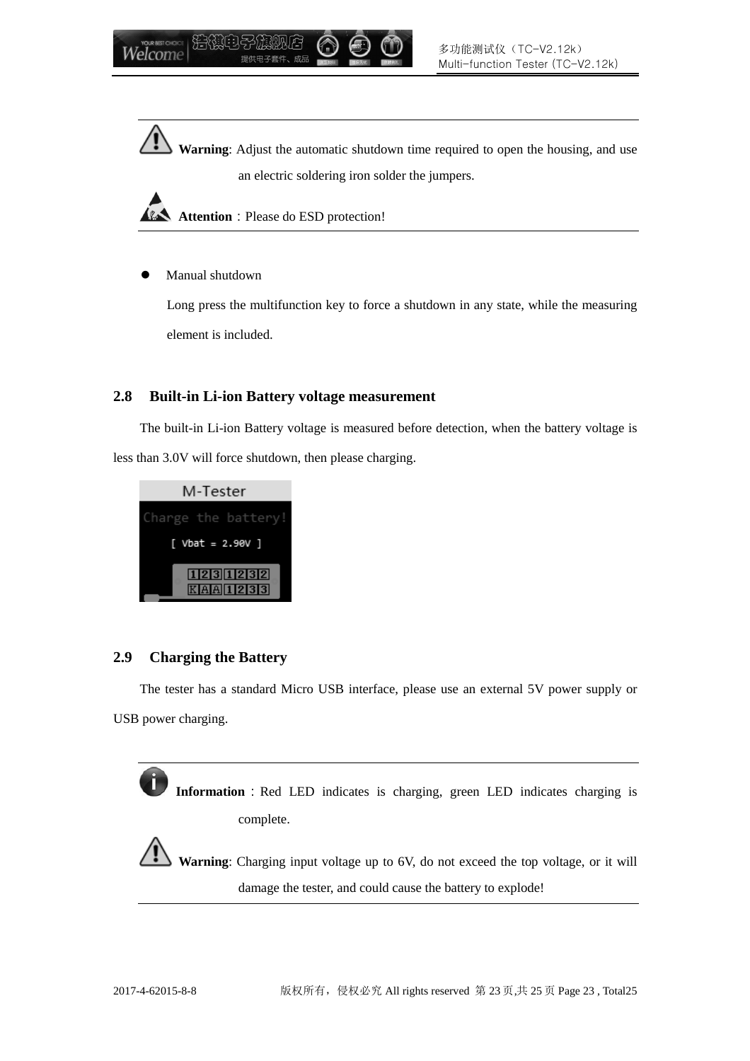**Warning**: Adjust the automatic shutdown time required to open the housing, and use an electric soldering iron solder the jumpers.

**Attention**：Please do ESD protection!

- Manual shutdown

  Long press the multifunction key to force a shutdown in any state, while the measuring element is included.

## 2.8 Built-in Li-ion Battery voltage measurement

The built-in Li-ion Battery voltage is measured before detection, when the battery voltage is less than 3.0V will force shutdown, then please charging.

## 2.9 Charging the Battery

The tester has a standard Micro USB interface, please use an external 5V power supply or USB power charging.

**Information**：Red LED indicates is charging, green LED indicates charging is complete.

**Warning**: Charging input voltage up to 6V, do not exceed the top voltage, or it will damage the tester, and could cause the battery to explode!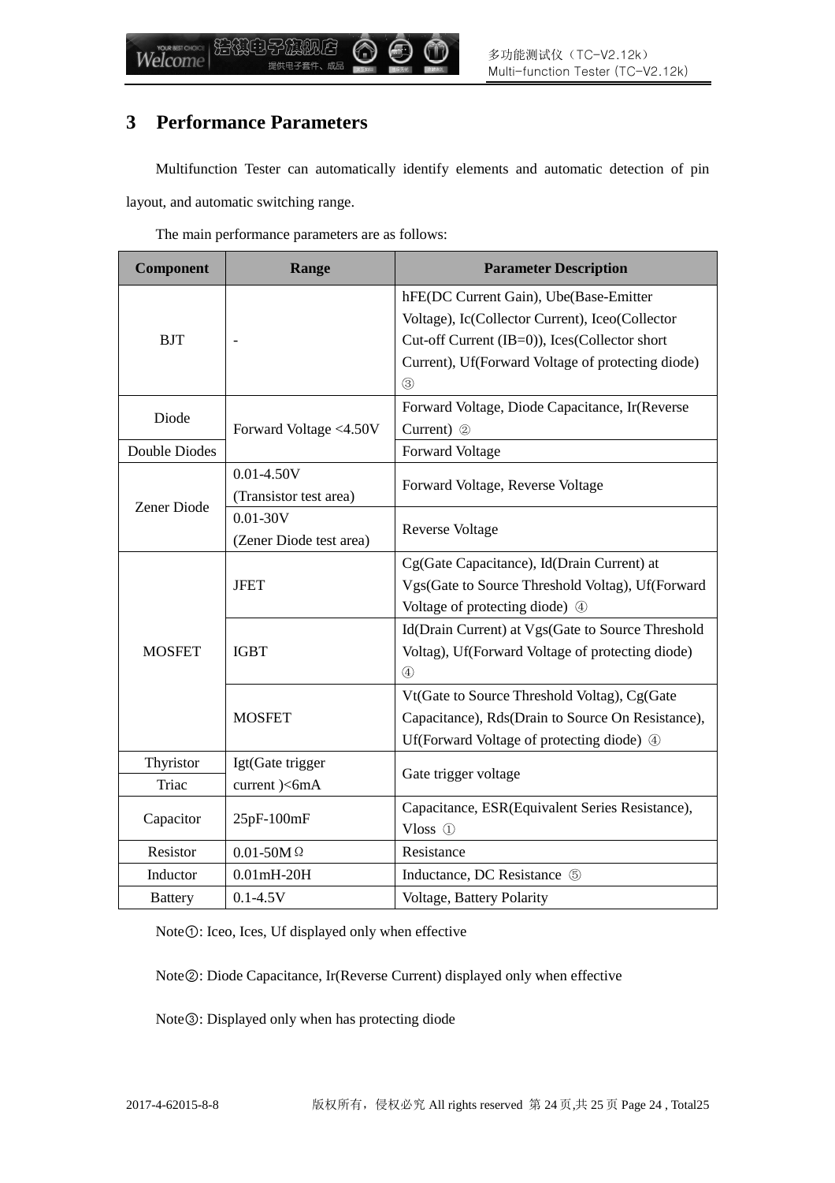## 3 Performance Parameters

Multifunction Tester can automatically identify elements and automatic detection of pin layout, and automatic switching range.

The main performance parameters are as follows:

| Component | Range | Parameter Description |
|---|---|---|
| BJT | - | hFE(DC Current Gain), Ube(Base-Emitter Voltage), Ic(Collector Current), Iceo(Collector Cut-off Current (IB=0)), Ices(Collector short Current), Uf(Forward Voltage of protecting diode) ③ |
| Diode | Forward Voltage <4.50V | Forward Voltage, Diode Capacitance, Ir(Reverse Current) ② |
| Double Diodes | | Forward Voltage |
| Zener Diode | 0.01-4.50V (Transistor test area) | Forward Voltage, Reverse Voltage |
| | 0.01-30V (Zener Diode test area) | Reverse Voltage |
| MOSFET | JFET | Cg(Gate Capacitance), Id(Drain Current) at Vgs(Gate to Source Threshold Voltag), Uf(Forward Voltage of protecting diode) ④ |
| | IGBT | Id(Drain Current) at Vgs(Gate to Source Threshold Voltag), Uf(Forward Voltage of protecting diode) ④ |
| | MOSFET | Vt(Gate to Source Threshold Voltag), Cg(Gate Capacitance), Rds(Drain to Source On Resistance), Uf(Forward Voltage of protecting diode) ④ |
| Thyristor | Igt(Gate trigger current )<6mA | Gate trigger voltage |
| Triac | | |
| Capacitor | 25pF-100mF | Capacitance, ESR(Equivalent Series Resistance), Vloss ① |
| Resistor | 0.01-50MΩ | Resistance |
| Inductor | 0.01mH-20H | Inductance, DC Resistance ⑤ |
| Battery | 0.1-4.5V | Voltage, Battery Polarity |

Note①: Iceo, Ices, Uf displayed only when effective

Note②: Diode Capacitance, Ir(Reverse Current) displayed only when effective

Note③: Displayed only when has protecting diode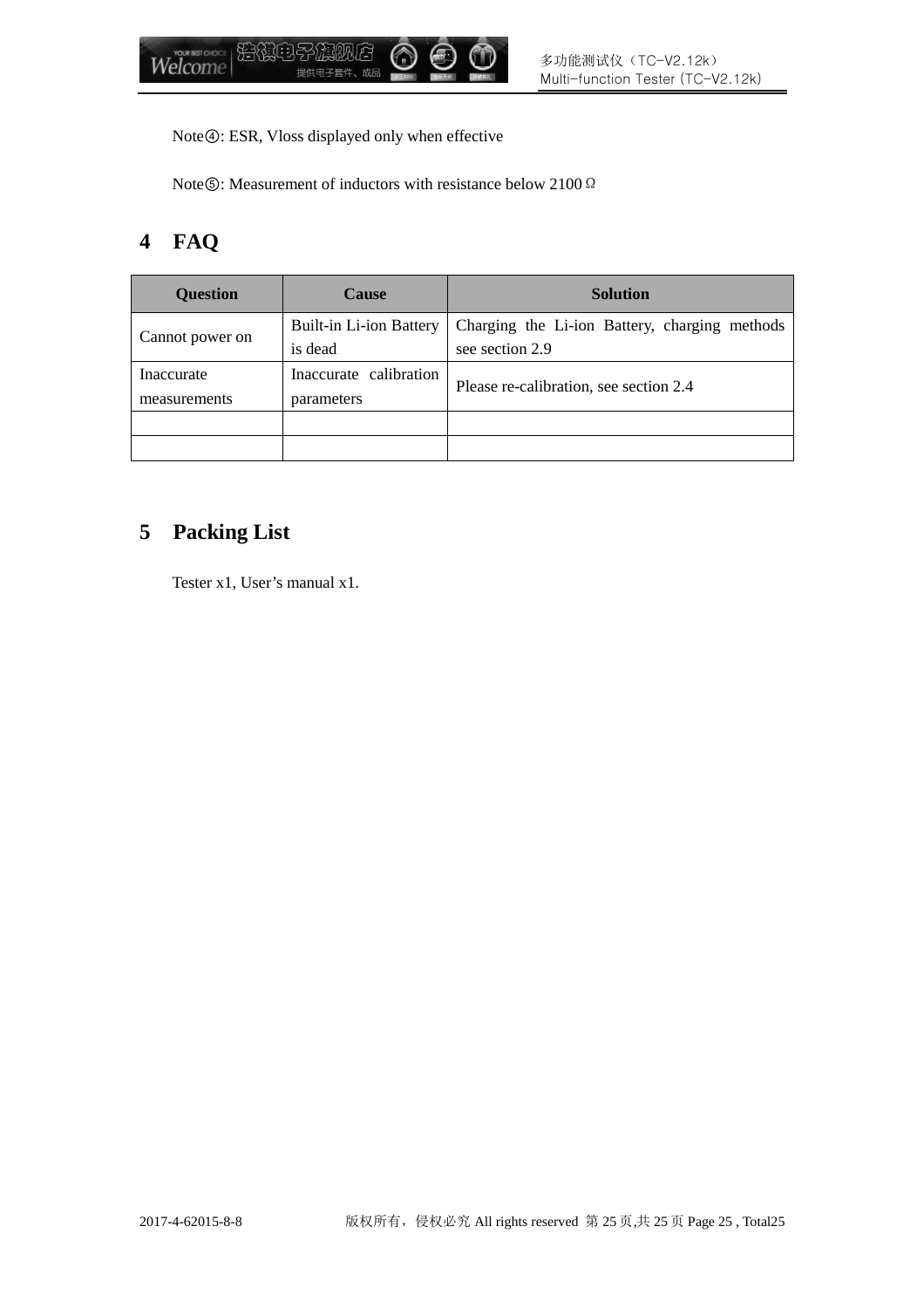Note④: ESR, Vloss displayed only when effective

Note⑤: Measurement of inductors with resistance below 2100Ω

# 4 FAQ

| Question | Cause | Solution |
|---|---|---|
| Cannot power on | Built-in Li-ion Battery is dead | Charging the Li-ion Battery, charging methods see section 2.9 |
| Inaccurate measurements | Inaccurate calibration parameters | Please re-calibration, see section 2.4 |
| | | |
| | | |

# 5 Packing List

Tester x1, User's manual x1.